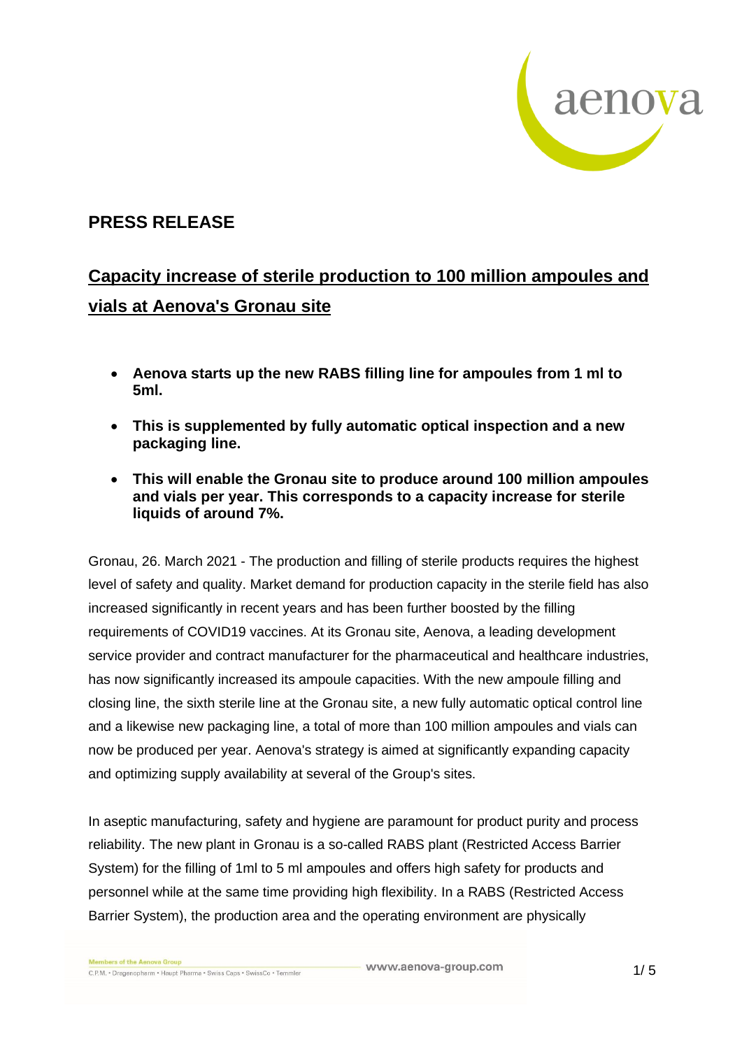## PRESS RELEASE

## Capacity increase of sterile production to 100 million ampoules and vials at Aenova's Gronau site

- **Aenova starts up the new RABS filling line for ampoules from 1 ml to 5ml.**
- **This is supplemented by fully automatic optical inspection and a new packaging line.**
- **This will enable the Gronau site to produce around 100 million ampoules and vials per year. This corresponds to a capacity increase for sterile liquids of around 7%.**

Gronau, 26. March 2021 - The production and filling of sterile products requires the highest level of safety and quality. Market demand for production capacity in the sterile field has also increased significantly in recent years and has been further boosted by the filling requirements of COVID19 vaccines. At its Gronau site, Aenova, a leading development service provider and contract manufacturer for the pharmaceutical and healthcare industries, has now significantly increased its ampoule capacities. With the new ampoule filling and closing line, the sixth sterile line at the Gronau site, a new fully automatic optical control line and a likewise new packaging line, a total of more than 100 million ampoules and vials can now be produced per year. Aenova's strategy is aimed at significantly expanding capacity and optimizing supply availability at several of the Group's sites.

In aseptic manufacturing, safety and hygiene are paramount for product purity and process reliability. The new plant in Gronau is a so-called RABS plant (Restricted Access Barrier System) for the filling of 1ml to 5 ml ampoules and offers high safety for products and personnel while at the same time providing high flexibility. In a RABS (Restricted Access Barrier System), the production area and the operating environment are physically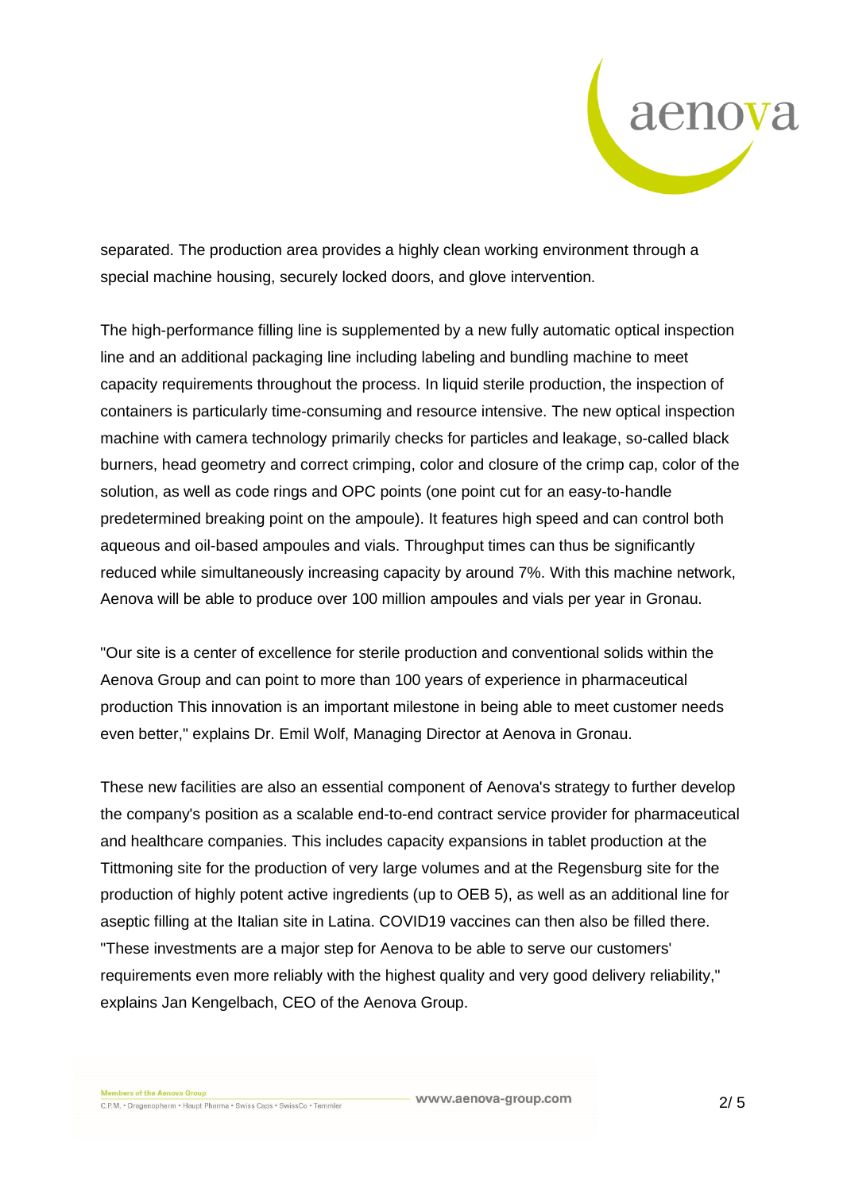separated. The production area provides a highly clean working environment through a special machine housing, securely locked doors, and glove intervention.

The high-performance filling line is supplemented by a new fully automatic optical inspection line and an additional packaging line including labeling and bundling machine to meet capacity requirements throughout the process. In liquid sterile production, the inspection of containers is particularly time-consuming and resource intensive. The new optical inspection machine with camera technology primarily checks for particles and leakage, so-called black burners, head geometry and correct crimping, color and closure of the crimp cap, color of the solution, as well as code rings and OPC points (one point cut for an easy-to-handle predetermined breaking point on the ampoule). It features high speed and can control both aqueous and oil-based ampoules and vials. Throughput times can thus be significantly reduced while simultaneously increasing capacity by around 7%. With this machine network, Aenova will be able to produce over 100 million ampoules and vials per year in Gronau.

"Our site is a center of excellence for sterile production and conventional solids within the Aenova Group and can point to more than 100 years of experience in pharmaceutical production This innovation is an important milestone in being able to meet customer needs even better," explains Dr. Emil Wolf, Managing Director at Aenova in Gronau.

These new facilities are also an essential component of Aenova's strategy to further develop the company's position as a scalable end-to-end contract service provider for pharmaceutical and healthcare companies. This includes capacity expansions in tablet production at the Tittmoning site for the production of very large volumes and at the Regensburg site for the production of highly potent active ingredients (up to OEB 5), as well as an additional line for aseptic filling at the Italian site in Latina. COVID19 vaccines can then also be filled there. "These investments are a major step for Aenova to be able to serve our customers' requirements even more reliably with the highest quality and very good delivery reliability," explains Jan Kengelbach, CEO of the Aenova Group.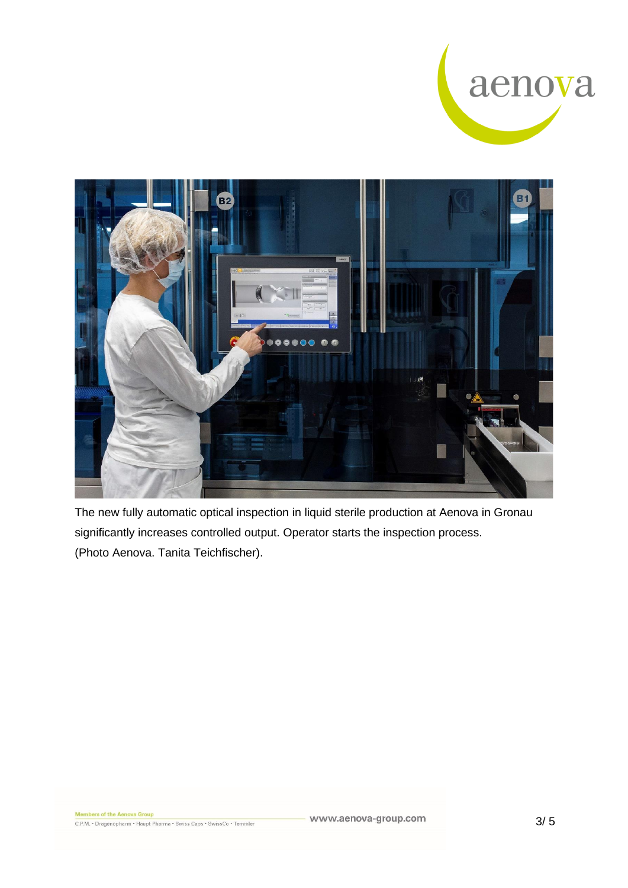The new fully automatic optical inspection in liquid sterile production at Aenova in Gronau significantly increases controlled output. Operator starts the inspection process.
(Photo Aenova. Tanita Teichfischer).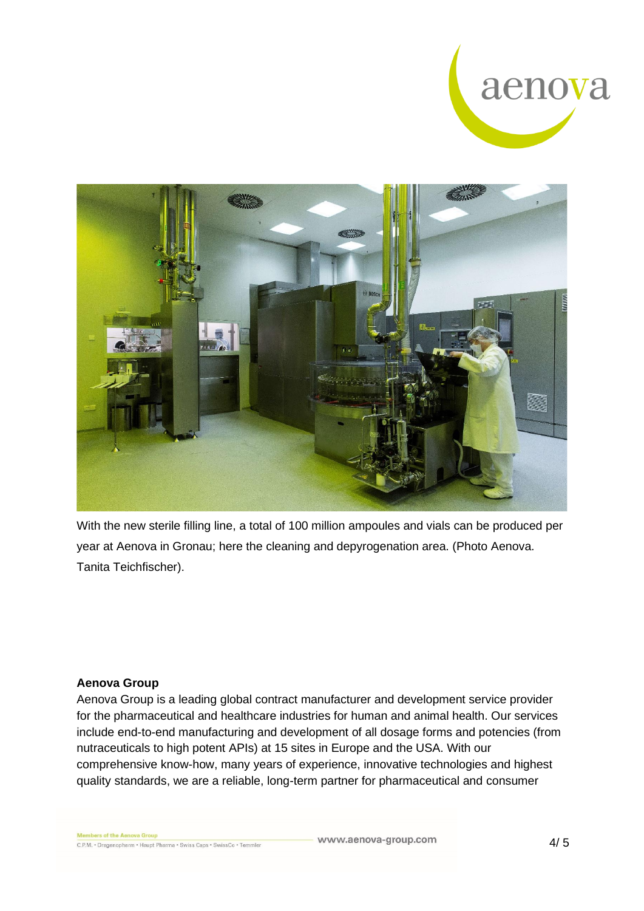With the new sterile filling line, a total of 100 million ampoules and vials can be produced per year at Aenova in Gronau; here the cleaning and depyrogenation area. (Photo Aenova. Tanita Teichfischer).

**Aenova Group**

Aenova Group is a leading global contract manufacturer and development service provider for the pharmaceutical and healthcare industries for human and animal health. Our services include end-to-end manufacturing and development of all dosage forms and potencies (from nutraceuticals to high potent APIs) at 15 sites in Europe and the USA. With our comprehensive know-how, many years of experience, innovative technologies and highest quality standards, we are a reliable, long-term partner for pharmaceutical and consumer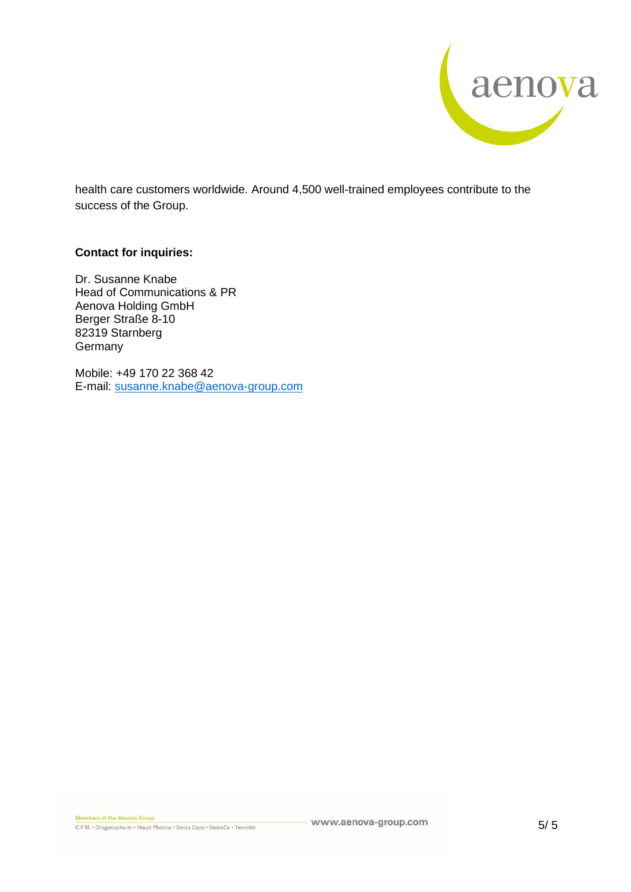health care customers worldwide. Around 4,500 well-trained employees contribute to the success of the Group.

**Contact for inquiries:**

Dr. Susanne Knabe
Head of Communications & PR
Aenova Holding GmbH
Berger Straße 8-10
82319 Starnberg
Germany

Mobile: +49 170 22 368 42
E-mail: susanne.knabe@aenova-group.com